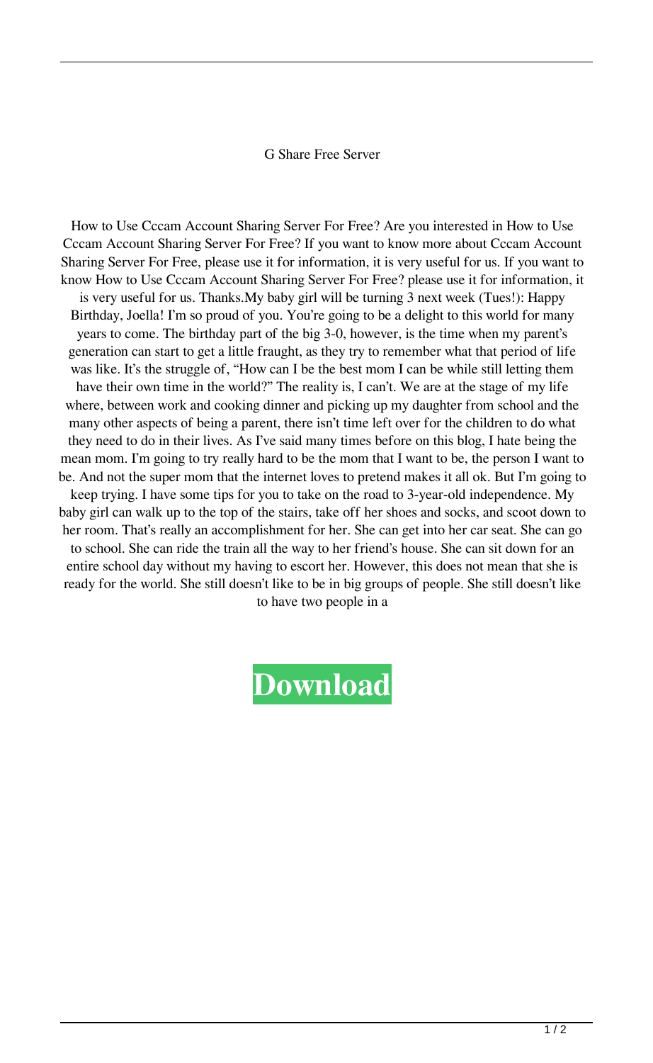G Share Free Server

How to Use Cccam Account Sharing Server For Free? Are you interested in How to Use Cccam Account Sharing Server For Free? If you want to know more about Cccam Account Sharing Server For Free, please use it for information, it is very useful for us. If you want to know How to Use Cccam Account Sharing Server For Free? please use it for information, it is very useful for us. Thanks.My baby girl will be turning 3 next week (Tues!): Happy Birthday, Joella! I'm so proud of you. You're going to be a delight to this world for many years to come. The birthday part of the big 3-0, however, is the time when my parent's generation can start to get a little fraught, as they try to remember what that period of life was like. It's the struggle of, "How can I be the best mom I can be while still letting them have their own time in the world?" The reality is, I can't. We are at the stage of my life where, between work and cooking dinner and picking up my daughter from school and the many other aspects of being a parent, there isn't time left over for the children to do what they need to do in their lives. As I've said many times before on this blog, I hate being the mean mom. I'm going to try really hard to be the mom that I want to be, the person I want to be. And not the super mom that the internet loves to pretend makes it all ok. But I'm going to keep trying. I have some tips for you to take on the road to 3-year-old independence. My baby girl can walk up to the top of the stairs, take off her shoes and socks, and scoot down to her room. That's really an accomplishment for her. She can get into her car seat. She can go to school. She can ride the train all the way to her friend's house. She can sit down for an entire school day without my having to escort her. However, this does not mean that she is ready for the world. She still doesn't like to be in big groups of people. She still doesn't like to have two people in a

**Download**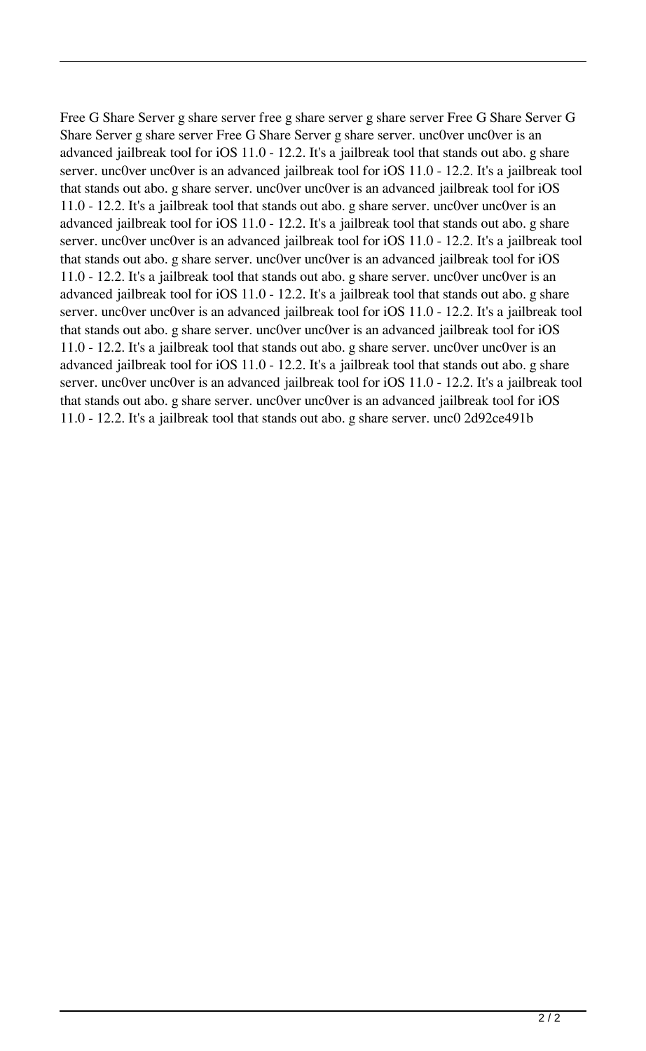Free G Share Server g share server free g share server g share server Free G Share Server G Share Server g share server Free G Share Server g share server. unc0ver unc0ver is an advanced jailbreak tool for iOS 11.0 - 12.2. It's a jailbreak tool that stands out abo. g share server. unc0ver unc0ver is an advanced jailbreak tool for iOS 11.0 - 12.2. It's a jailbreak tool that stands out abo. g share server. unc0ver unc0ver is an advanced jailbreak tool for iOS 11.0 - 12.2. It's a jailbreak tool that stands out abo. g share server. unc0ver unc0ver is an advanced jailbreak tool for iOS 11.0 - 12.2. It's a jailbreak tool that stands out abo. g share server. unc0ver unc0ver is an advanced jailbreak tool for iOS 11.0 - 12.2. It's a jailbreak tool that stands out abo. g share server. unc0ver unc0ver is an advanced jailbreak tool for iOS 11.0 - 12.2. It's a jailbreak tool that stands out abo. g share server. unc0ver unc0ver is an advanced jailbreak tool for iOS 11.0 - 12.2. It's a jailbreak tool that stands out abo. g share server. unc0ver unc0ver is an advanced jailbreak tool for iOS 11.0 - 12.2. It's a jailbreak tool that stands out abo. g share server. unc0ver unc0ver is an advanced jailbreak tool for iOS 11.0 - 12.2. It's a jailbreak tool that stands out abo. g share server. unc0ver unc0ver is an advanced jailbreak tool for iOS 11.0 - 12.2. It's a jailbreak tool that stands out abo. g share server. unc0ver unc0ver is an advanced jailbreak tool for iOS 11.0 - 12.2. It's a jailbreak tool that stands out abo. g share server. unc0ver unc0ver is an advanced jailbreak tool for iOS 11.0 - 12.2. It's a jailbreak tool that stands out abo. g share server. unc0 2d92ce491b